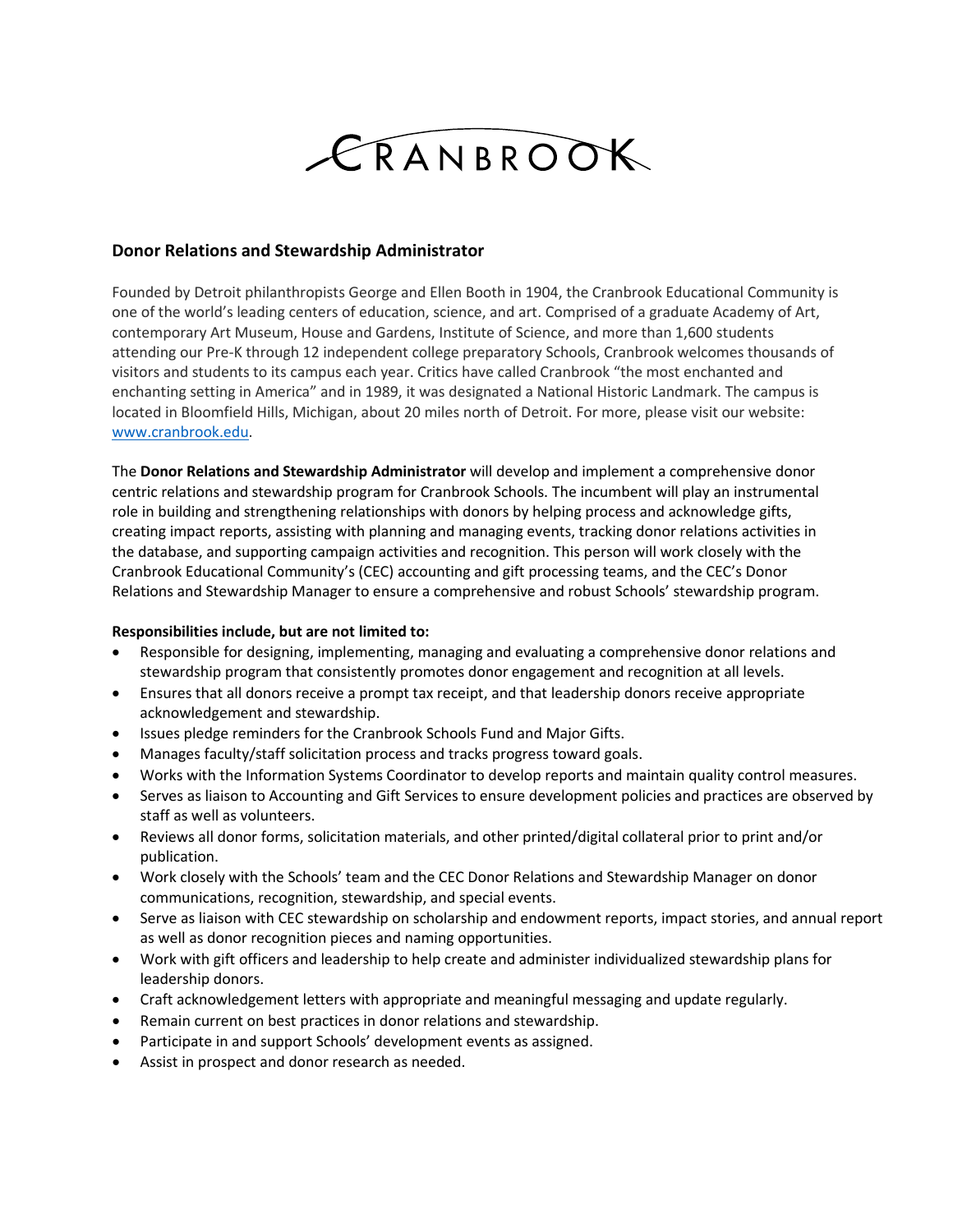# CRANBROOK

## Donor Relations and Stewardship Administrator

Founded by Detroit philanthropists George and Ellen Booth in 1904, the Cranbrook Educational Community is one of the world's leading centers of education, science, and art. Comprised of a graduate Academy of Art, contemporary Art Museum, House and Gardens, Institute of Science, and more than 1,600 students attending our Pre-K through 12 independent college preparatory Schools, Cranbrook welcomes thousands of visitors and students to its campus each year. Critics have called Cranbrook "the most enchanted and enchanting setting in America" and in 1989, it was designated a National Historic Landmark. The campus is located in Bloomfield Hills, Michigan, about 20 miles north of Detroit. For more, please visit our website: [www.cranbrook.edu](http://www.cranbrook.edu).

The **Donor Relations and Stewardship Administrator** will develop and implement a comprehensive donor centric relations and stewardship program for Cranbrook Schools. The incumbent will play an instrumental role in building and strengthening relationships with donors by helping process and acknowledge gifts, creating impact reports, assisting with planning and managing events, tracking donor relations activities in the database, and supporting campaign activities and recognition. This person will work closely with the Cranbrook Educational Community's (CEC) accounting and gift processing teams, and the CEC's Donor Relations and Stewardship Manager to ensure a comprehensive and robust Schools' stewardship program.

**Responsibilities include, but are not limited to:**

- Responsible for designing, implementing, managing and evaluating a comprehensive donor relations and stewardship program that consistently promotes donor engagement and recognition at all levels.
- Ensures that all donors receive a prompt tax receipt, and that leadership donors receive appropriate acknowledgement and stewardship.
- Issues pledge reminders for the Cranbrook Schools Fund and Major Gifts.
- Manages faculty/staff solicitation process and tracks progress toward goals.
- Works with the Information Systems Coordinator to develop reports and maintain quality control measures.
- Serves as liaison to Accounting and Gift Services to ensure development policies and practices are observed by staff as well as volunteers.
- Reviews all donor forms, solicitation materials, and other printed/digital collateral prior to print and/or publication.
- Work closely with the Schools' team and the CEC Donor Relations and Stewardship Manager on donor communications, recognition, stewardship, and special events.
- Serve as liaison with CEC stewardship on scholarship and endowment reports, impact stories, and annual report as well as donor recognition pieces and naming opportunities.
- Work with gift officers and leadership to help create and administer individualized stewardship plans for leadership donors.
- Craft acknowledgement letters with appropriate and meaningful messaging and update regularly.
- Remain current on best practices in donor relations and stewardship.
- Participate in and support Schools' development events as assigned.
- Assist in prospect and donor research as needed.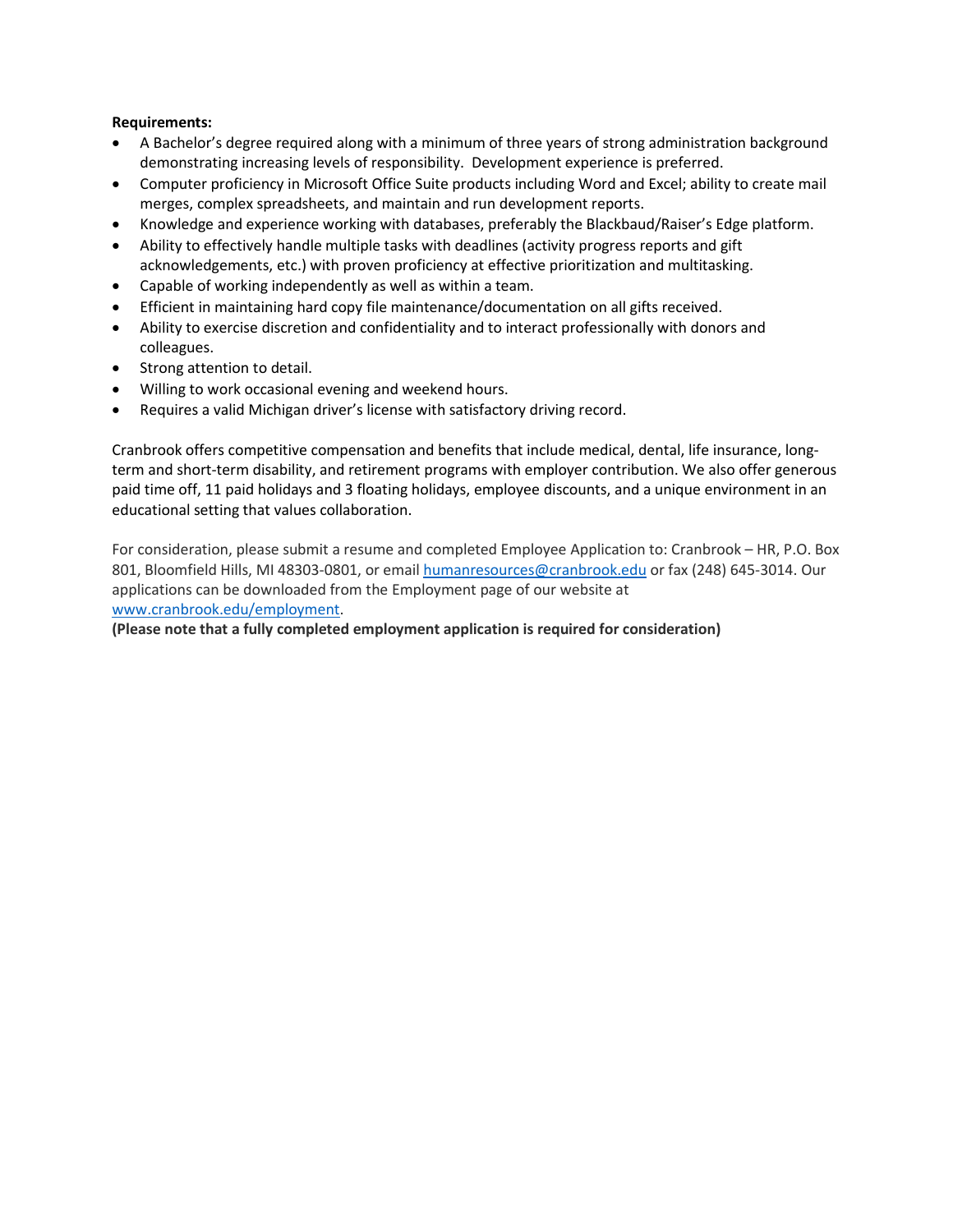**Requirements:**

- A Bachelor's degree required along with a minimum of three years of strong administration background demonstrating increasing levels of responsibility. Development experience is preferred.
- Computer proficiency in Microsoft Office Suite products including Word and Excel; ability to create mail merges, complex spreadsheets, and maintain and run development reports.
- Knowledge and experience working with databases, preferably the Blackbaud/Raiser's Edge platform.
- Ability to effectively handle multiple tasks with deadlines (activity progress reports and gift acknowledgements, etc.) with proven proficiency at effective prioritization and multitasking.
- Capable of working independently as well as within a team.
- Efficient in maintaining hard copy file maintenance/documentation on all gifts received.
- Ability to exercise discretion and confidentiality and to interact professionally with donors and colleagues.
- Strong attention to detail.
- Willing to work occasional evening and weekend hours.
- Requires a valid Michigan driver's license with satisfactory driving record.

Cranbrook offers competitive compensation and benefits that include medical, dental, life insurance, long-term and short-term disability, and retirement programs with employer contribution. We also offer generous paid time off, 11 paid holidays and 3 floating holidays, employee discounts, and a unique environment in an educational setting that values collaboration.

For consideration, please submit a resume and completed Employee Application to: Cranbrook – HR, P.O. Box 801, Bloomfield Hills, MI 48303-0801, or email humanresources@cranbrook.edu or fax (248) 645-3014. Our applications can be downloaded from the Employment page of our website at www.cranbrook.edu/employment.

**(Please note that a fully completed employment application is required for consideration)**